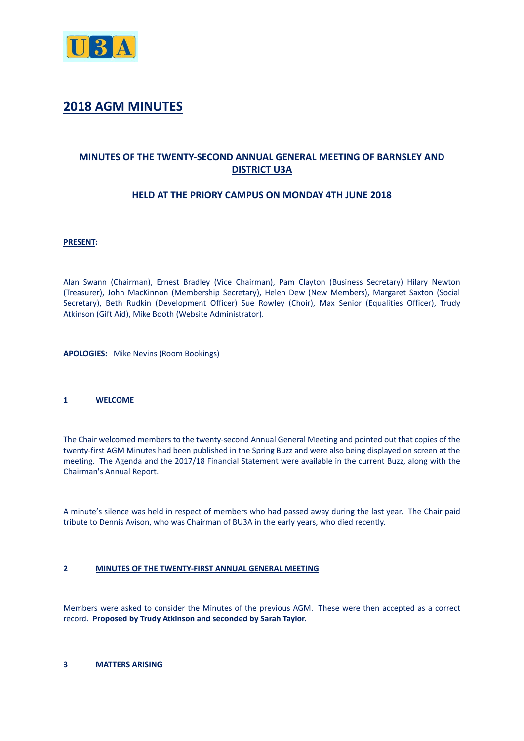U3A

# 2018 AGM MINUTES

## MINUTES OF THE TWENTY-SECOND ANNUAL GENERAL MEETING OF BARNSLEY AND DISTRICT U3A

## HELD AT THE PRIORY CAMPUS ON MONDAY 4TH JUNE 2018

**PRESENT:**

Alan Swann (Chairman), Ernest Bradley (Vice Chairman), Pam Clayton (Business Secretary) Hilary Newton (Treasurer), John MacKinnon (Membership Secretary), Helen Dew (New Members), Margaret Saxton (Social Secretary), Beth Rudkin (Development Officer) Sue Rowley (Choir), Max Senior (Equalities Officer), Trudy Atkinson (Gift Aid), Mike Booth (Website Administrator).

**APOLOGIES:** Mike Nevins (Room Bookings)

### 1 WELCOME

The Chair welcomed members to the twenty-second Annual General Meeting and pointed out that copies of the twenty-first AGM Minutes had been published in the Spring Buzz and were also being displayed on screen at the meeting. The Agenda and the 2017/18 Financial Statement were available in the current Buzz, along with the Chairman's Annual Report.

A minute's silence was held in respect of members who had passed away during the last year. The Chair paid tribute to Dennis Avison, who was Chairman of BU3A in the early years, who died recently.

### 2 MINUTES OF THE TWENTY-FIRST ANNUAL GENERAL MEETING

Members were asked to consider the Minutes of the previous AGM. These were then accepted as a correct record. **Proposed by Trudy Atkinson and seconded by Sarah Taylor.**

### 3 MATTERS ARISING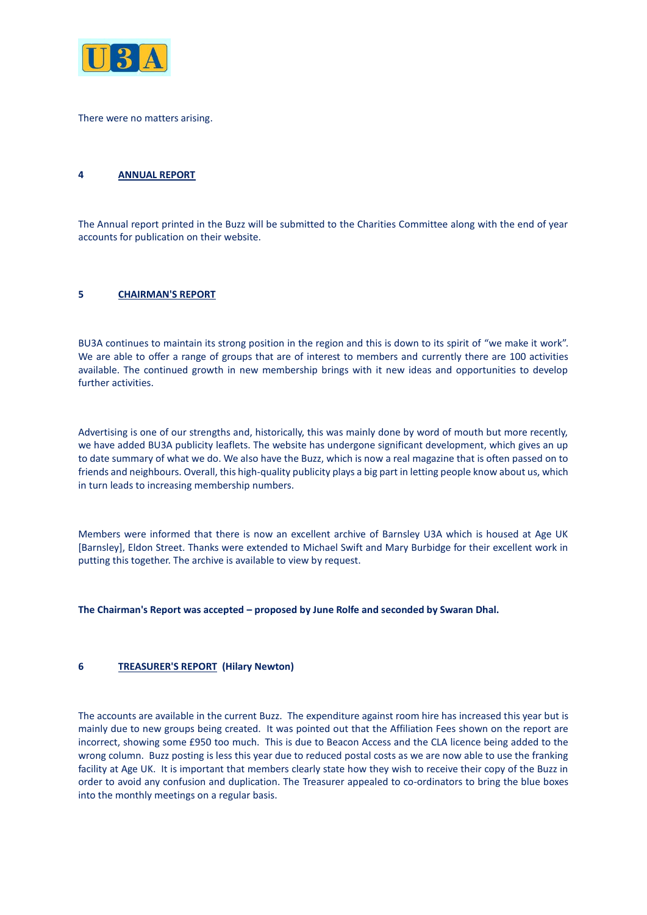There were no matters arising.

## 4 ANNUAL REPORT

The Annual report printed in the Buzz will be submitted to the Charities Committee along with the end of year accounts for publication on their website.

## 5 CHAIRMAN'S REPORT

BU3A continues to maintain its strong position in the region and this is down to its spirit of "we make it work". We are able to offer a range of groups that are of interest to members and currently there are 100 activities available. The continued growth in new membership brings with it new ideas and opportunities to develop further activities.

Advertising is one of our strengths and, historically, this was mainly done by word of mouth but more recently, we have added BU3A publicity leaflets. The website has undergone significant development, which gives an up to date summary of what we do. We also have the Buzz, which is now a real magazine that is often passed on to friends and neighbours. Overall, this high-quality publicity plays a big part in letting people know about us, which in turn leads to increasing membership numbers.

Members were informed that there is now an excellent archive of Barnsley U3A which is housed at Age UK [Barnsley], Eldon Street. Thanks were extended to Michael Swift and Mary Burbidge for their excellent work in putting this together. The archive is available to view by request.

**The Chairman's Report was accepted – proposed by June Rolfe and seconded by Swaran Dhal.**

## 6 TREASURER'S REPORT (Hilary Newton)

The accounts are available in the current Buzz. The expenditure against room hire has increased this year but is mainly due to new groups being created. It was pointed out that the Affiliation Fees shown on the report are incorrect, showing some £950 too much. This is due to Beacon Access and the CLA licence being added to the wrong column. Buzz posting is less this year due to reduced postal costs as we are now able to use the franking facility at Age UK. It is important that members clearly state how they wish to receive their copy of the Buzz in order to avoid any confusion and duplication. The Treasurer appealed to co-ordinators to bring the blue boxes into the monthly meetings on a regular basis.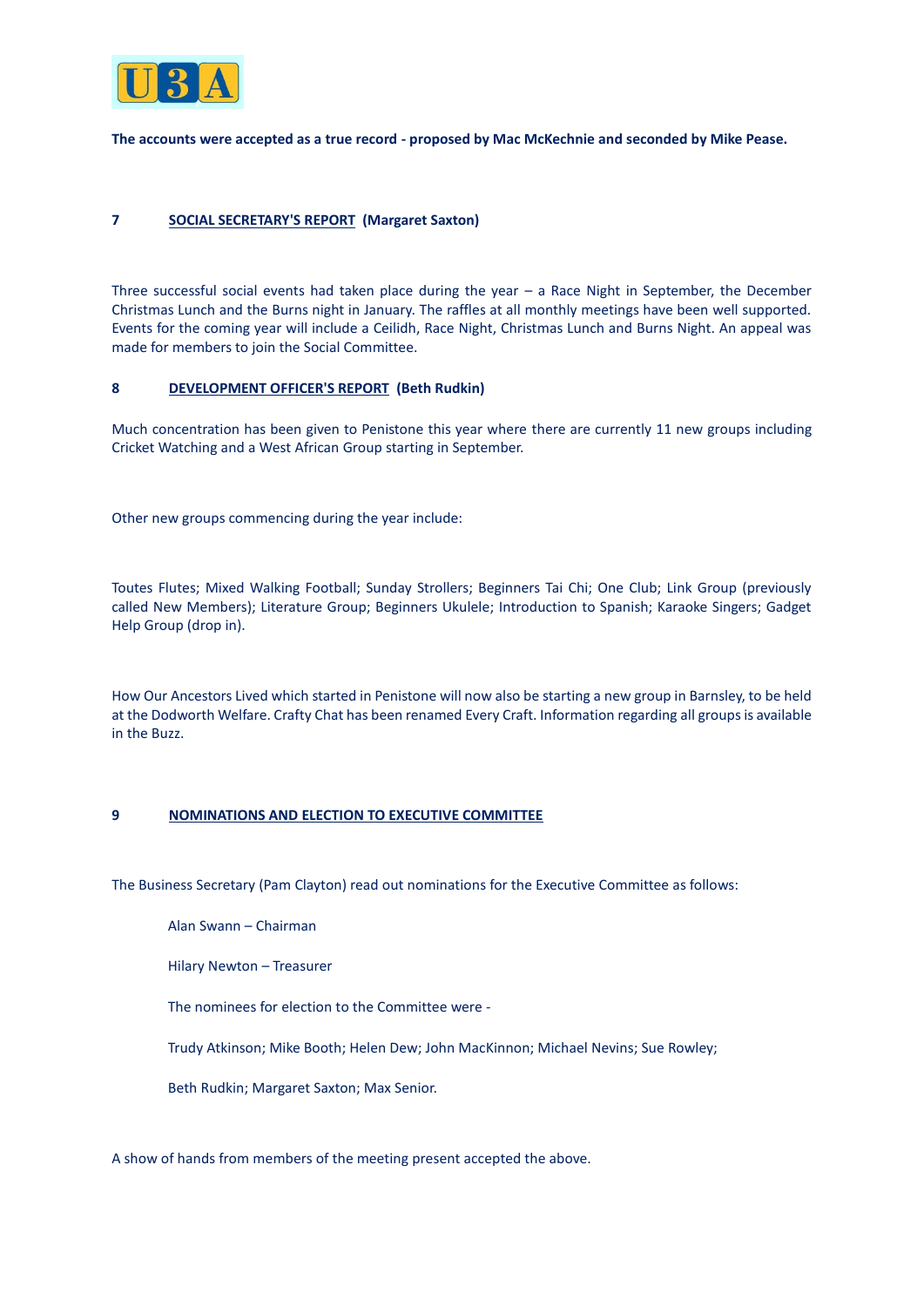**The accounts were accepted as a true record - proposed by Mac McKechnie and seconded by Mike Pease.**

**7 SOCIAL SECRETARY'S REPORT (Margaret Saxton)**

Three successful social events had taken place during the year – a Race Night in September, the December Christmas Lunch and the Burns night in January. The raffles at all monthly meetings have been well supported. Events for the coming year will include a Ceilidh, Race Night, Christmas Lunch and Burns Night. An appeal was made for members to join the Social Committee.

**8 DEVELOPMENT OFFICER'S REPORT (Beth Rudkin)**

Much concentration has been given to Penistone this year where there are currently 11 new groups including Cricket Watching and a West African Group starting in September.

Other new groups commencing during the year include:

Toutes Flutes; Mixed Walking Football; Sunday Strollers; Beginners Tai Chi; One Club; Link Group (previously called New Members); Literature Group; Beginners Ukulele; Introduction to Spanish; Karaoke Singers; Gadget Help Group (drop in).

How Our Ancestors Lived which started in Penistone will now also be starting a new group in Barnsley, to be held at the Dodworth Welfare. Crafty Chat has been renamed Every Craft. Information regarding all groups is available in the Buzz.

**9 NOMINATIONS AND ELECTION TO EXECUTIVE COMMITTEE**

The Business Secretary (Pam Clayton) read out nominations for the Executive Committee as follows:

Alan Swann – Chairman

Hilary Newton – Treasurer

The nominees for election to the Committee were -

Trudy Atkinson; Mike Booth; Helen Dew; John MacKinnon; Michael Nevins; Sue Rowley;

Beth Rudkin; Margaret Saxton; Max Senior.

A show of hands from members of the meeting present accepted the above.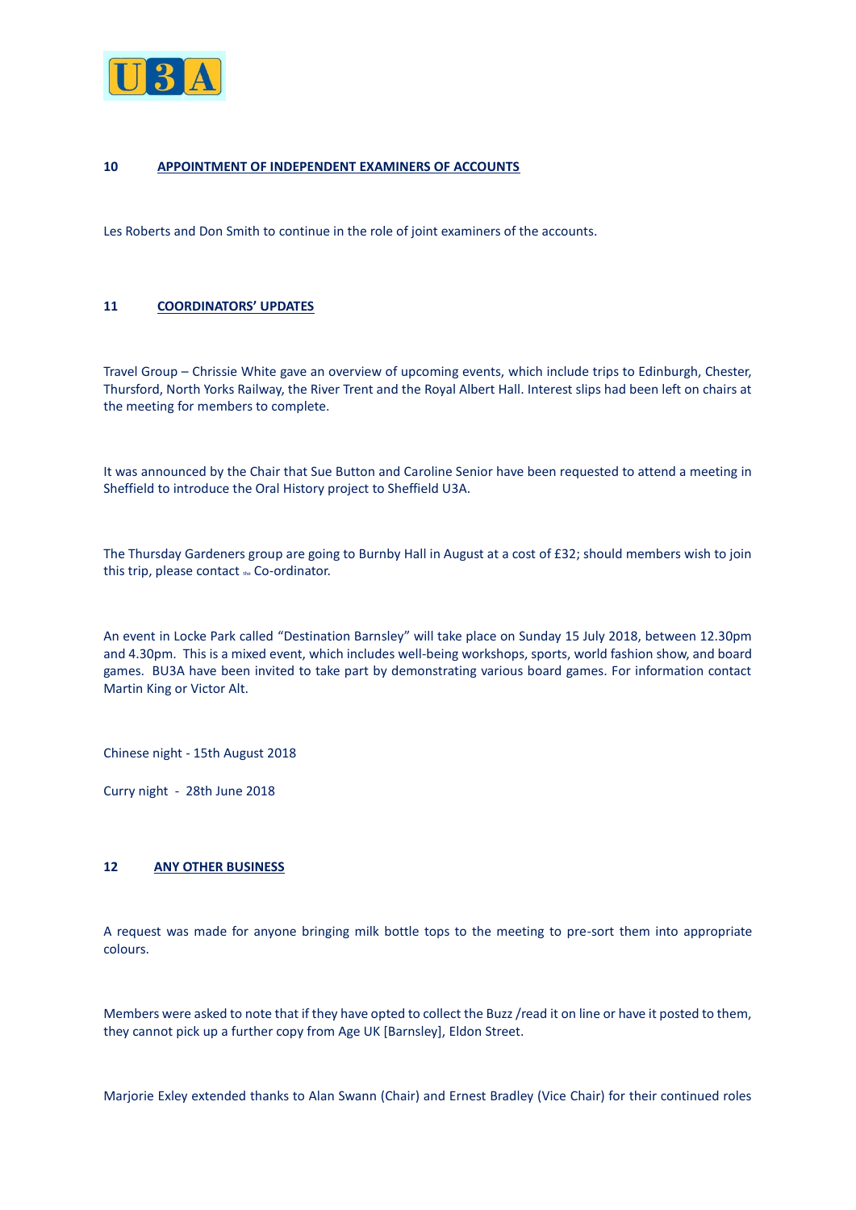## 10 APPOINTMENT OF INDEPENDENT EXAMINERS OF ACCOUNTS

Les Roberts and Don Smith to continue in the role of joint examiners of the accounts.

## 11 COORDINATORS' UPDATES

Travel Group – Chrissie White gave an overview of upcoming events, which include trips to Edinburgh, Chester, Thursford, North Yorks Railway, the River Trent and the Royal Albert Hall. Interest slips had been left on chairs at the meeting for members to complete.

It was announced by the Chair that Sue Button and Caroline Senior have been requested to attend a meeting in Sheffield to introduce the Oral History project to Sheffield U3A.

The Thursday Gardeners group are going to Burnby Hall in August at a cost of £32; should members wish to join this trip, please contact the Co-ordinator.

An event in Locke Park called "Destination Barnsley" will take place on Sunday 15 July 2018, between 12.30pm and 4.30pm. This is a mixed event, which includes well-being workshops, sports, world fashion show, and board games. BU3A have been invited to take part by demonstrating various board games. For information contact Martin King or Victor Alt.

Chinese night - 15th August 2018

Curry night - 28th June 2018

## 12 ANY OTHER BUSINESS

A request was made for anyone bringing milk bottle tops to the meeting to pre-sort them into appropriate colours.

Members were asked to note that if they have opted to collect the Buzz /read it on line or have it posted to them, they cannot pick up a further copy from Age UK [Barnsley], Eldon Street.

Marjorie Exley extended thanks to Alan Swann (Chair) and Ernest Bradley (Vice Chair) for their continued roles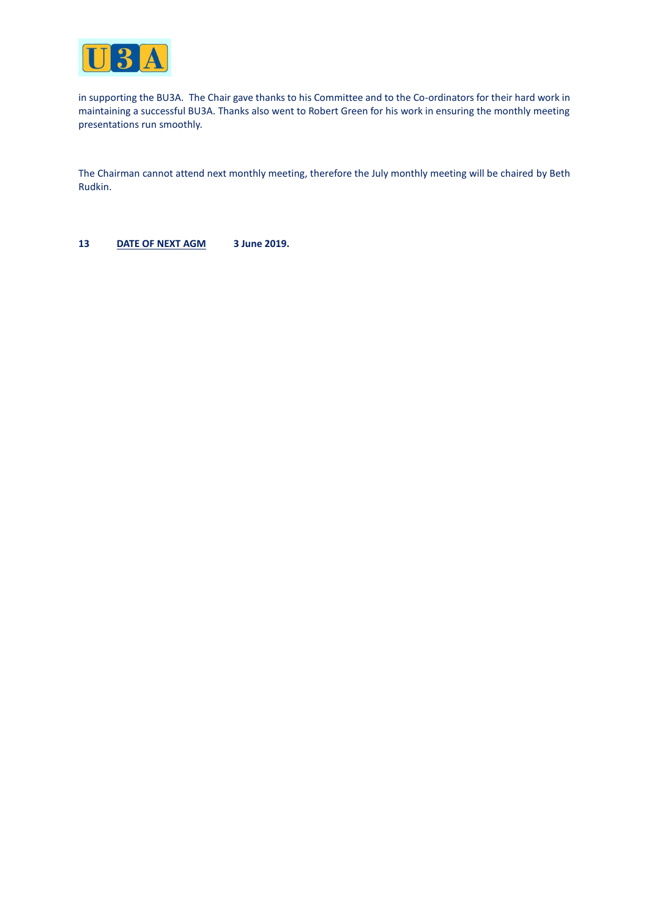in supporting the BU3A. The Chair gave thanks to his Committee and to the Co-ordinators for their hard work in maintaining a successful BU3A. Thanks also went to Robert Green for his work in ensuring the monthly meeting presentations run smoothly.

The Chairman cannot attend next monthly meeting, therefore the July monthly meeting will be chaired by Beth Rudkin.

**13 <u>DATE OF NEXT AGM</u> 3 June 2019.**